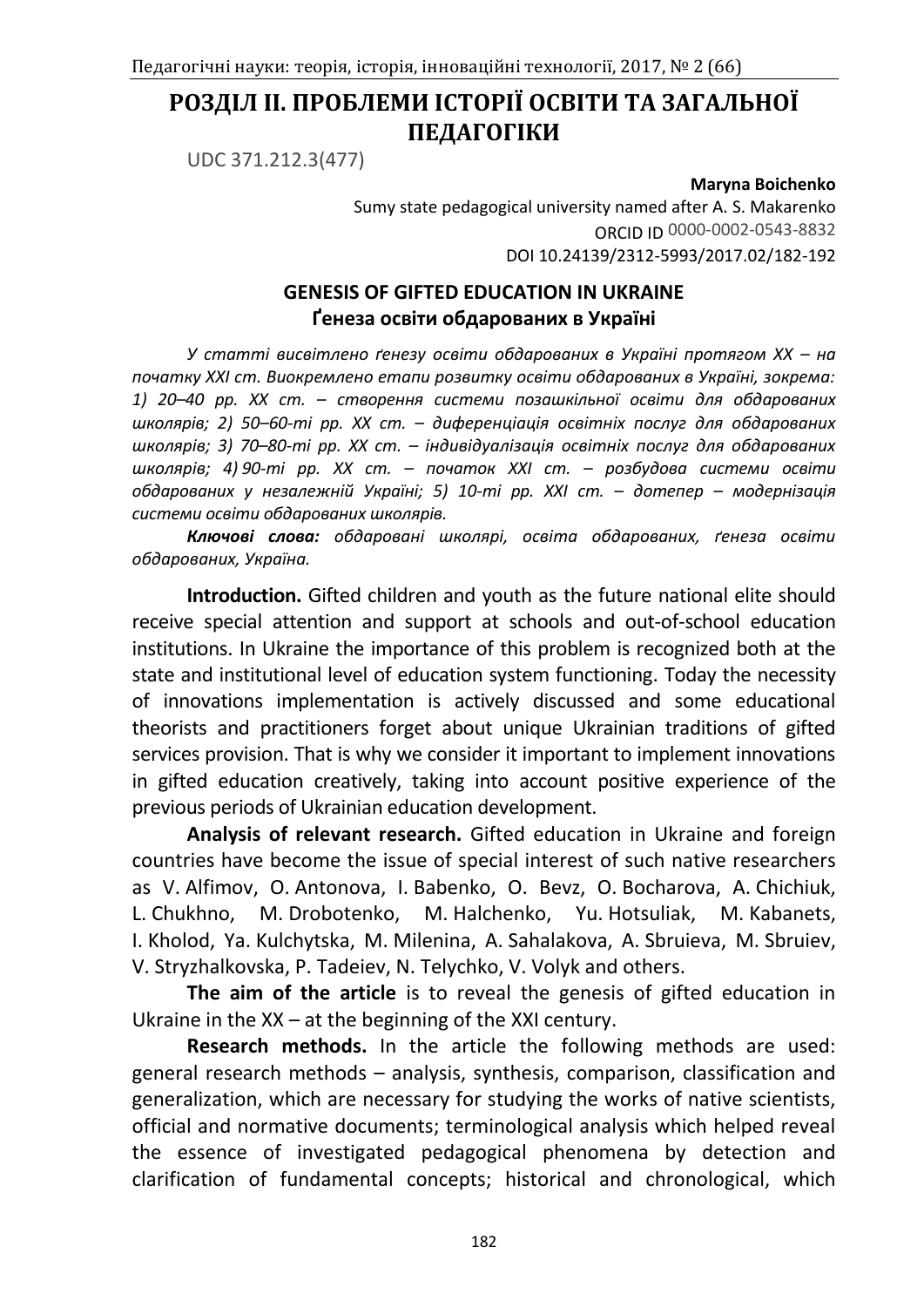# РОЗДІЛ ІІ. ПРОБЛЕМИ ІСТОРІЇ ОСВІТИ ТА ЗАГАЛЬНОЇ ПЕДАГОГІКИ

UDC 371.212.3(477)

**Maryna Boichenko**
Sumy state pedagogical university named after A. S. Makarenko
ORCID ID 0000-0002-0543-8832
DOI 10.24139/2312-5993/2017.02/182-192

## GENESIS OF GIFTED EDUCATION IN UKRAINE
## Ґенеза освіти обдарованих в Україні

*У статті висвітлено ґенезу освіти обдарованих в Україні протягом ХХ – на початку ХХІ ст. Виокремлено етапи розвитку освіти обдарованих в Україні, зокрема: 1) 20–40 рр. ХХ ст. – створення системи позашкільної освіти для обдарованих школярів; 2) 50–60-ті рр. ХХ ст. – диференціація освітніх послуг для обдарованих школярів; 3) 70–80-ті рр. ХХ ст. – індивідуалізація освітніх послуг для обдарованих школярів; 4) 90-ті рр. ХХ ст. – початок ХХІ ст. – розбудова системи освіти обдарованих у незалежній Україні; 5) 10-ті рр. ХХІ ст. – дотепер – модернізація системи освіти обдарованих школярів.*

***Ключові слова:** обдаровані школярі, освіта обдарованих, ґенеза освіти обдарованих, Україна.*

**Introduction.** Gifted children and youth as the future national elite should receive special attention and support at schools and out-of-school education institutions. In Ukraine the importance of this problem is recognized both at the state and institutional level of education system functioning. Today the necessity of innovations implementation is actively discussed and some educational theorists and practitioners forget about unique Ukrainian traditions of gifted services provision. That is why we consider it important to implement innovations in gifted education creatively, taking into account positive experience of the previous periods of Ukrainian education development.

**Analysis of relevant research.** Gifted education in Ukraine and foreign countries have become the issue of special interest of such native researchers as V. Alfimov, O. Antonova, I. Babenko, O. Bevz, O. Bocharova, A. Chichiuk, L. Chukhno, M. Drobotenko, M. Halchenko, Yu. Hotsuliak, M. Kabanets, I. Kholod, Ya. Kulchytska, M. Milenina, A. Sahalakova, A. Sbruieva, M. Sbruiev, V. Stryzhalkovska, P. Tadeiev, N. Telychko, V. Volyk and others.

**The aim of the article** is to reveal the genesis of gifted education in Ukraine in the XX – at the beginning of the XXI century.

**Research methods.** In the article the following methods are used: general research methods – analysis, synthesis, comparison, classification and generalization, which are necessary for studying the works of native scientists, official and normative documents; terminological analysis which helped reveal the essence of investigated pedagogical phenomena by detection and clarification of fundamental concepts; historical and chronological, which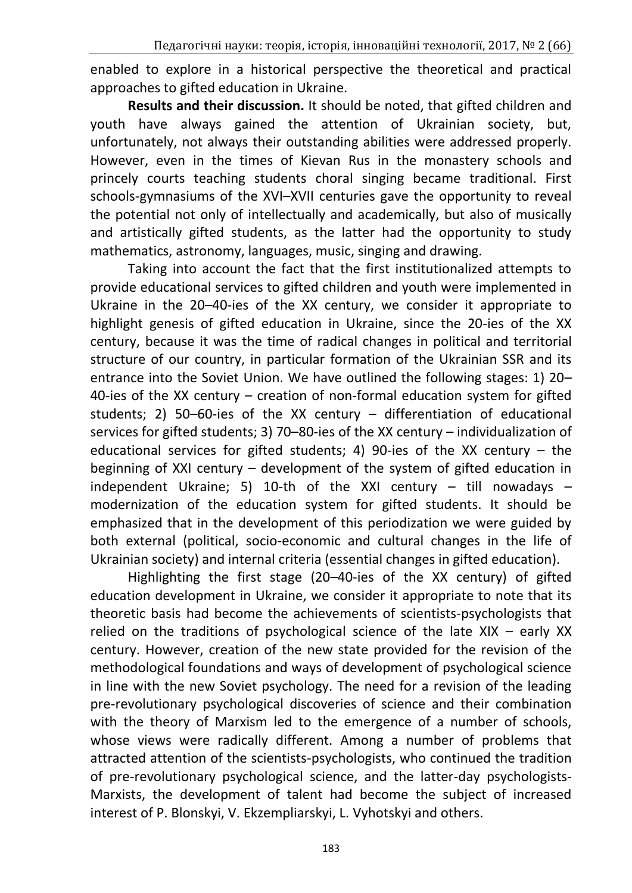enabled to explore in a historical perspective the theoretical and practical approaches to gifted education in Ukraine.

**Results and their discussion.** It should be noted, that gifted children and youth have always gained the attention of Ukrainian society, but, unfortunately, not always their outstanding abilities were addressed properly. However, even in the times of Kievan Rus in the monastery schools and princely courts teaching students choral singing became traditional. First schools-gymnasiums of the XVI–XVII centuries gave the opportunity to reveal the potential not only of intellectually and academically, but also of musically and artistically gifted students, as the latter had the opportunity to study mathematics, astronomy, languages, music, singing and drawing.

Taking into account the fact that the first institutionalized attempts to provide educational services to gifted children and youth were implemented in Ukraine in the 20–40-ies of the XX century, we consider it appropriate to highlight genesis of gifted education in Ukraine, since the 20-ies of the XX century, because it was the time of radical changes in political and territorial structure of our country, in particular formation of the Ukrainian SSR and its entrance into the Soviet Union. We have outlined the following stages: 1) 20–40-ies of the XX century – creation of non-formal education system for gifted students; 2) 50–60-ies of the XX century – differentiation of educational services for gifted students; 3) 70–80-ies of the XX century – individualization of educational services for gifted students; 4) 90-ies of the XX century – the beginning of XXI century – development of the system of gifted education in independent Ukraine; 5) 10-th of the XXI century – till nowadays – modernization of the education system for gifted students. It should be emphasized that in the development of this periodization we were guided by both external (political, socio-economic and cultural changes in the life of Ukrainian society) and internal criteria (essential changes in gifted education).

Highlighting the first stage (20–40-ies of the XX century) of gifted education development in Ukraine, we consider it appropriate to note that its theoretic basis had become the achievements of scientists-psychologists that relied on the traditions of psychological science of the late XIX – early XX century. However, creation of the new state provided for the revision of the methodological foundations and ways of development of psychological science in line with the new Soviet psychology. The need for a revision of the leading pre-revolutionary psychological discoveries of science and their combination with the theory of Marxism led to the emergence of a number of schools, whose views were radically different. Among a number of problems that attracted attention of the scientists-psychologists, who continued the tradition of pre-revolutionary psychological science, and the latter-day psychologists-Marxists, the development of talent had become the subject of increased interest of P. Blonskyi, V. Ekzempliarskyi, L. Vyhotskyi and others.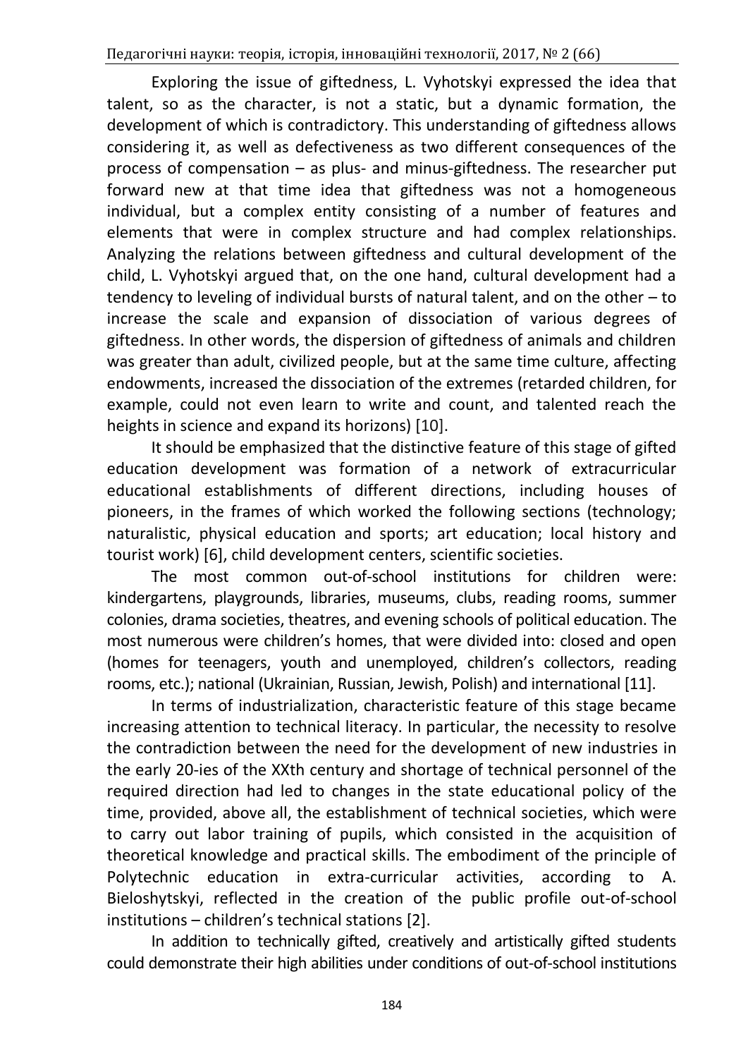Exploring the issue of giftedness, L. Vyhotskyi expressed the idea that talent, so as the character, is not a static, but a dynamic formation, the development of which is contradictory. This understanding of giftedness allows considering it, as well as defectiveness as two different consequences of the process of compensation – as plus- and minus-giftedness. The researcher put forward new at that time idea that giftedness was not a homogeneous individual, but a complex entity consisting of a number of features and elements that were in complex structure and had complex relationships. Analyzing the relations between giftedness and cultural development of the child, L. Vyhotskyi argued that, on the one hand, cultural development had a tendency to leveling of individual bursts of natural talent, and on the other – to increase the scale and expansion of dissociation of various degrees of giftedness. In other words, the dispersion of giftedness of animals and children was greater than adult, civilized people, but at the same time culture, affecting endowments, increased the dissociation of the extremes (retarded children, for example, could not even learn to write and count, and talented reach the heights in science and expand its horizons) [10].

It should be emphasized that the distinctive feature of this stage of gifted education development was formation of a network of extracurricular educational establishments of different directions, including houses of pioneers, in the frames of which worked the following sections (technology; naturalistic, physical education and sports; art education; local history and tourist work) [6], child development centers, scientific societies.

The most common out-of-school institutions for children were: kindergartens, playgrounds, libraries, museums, clubs, reading rooms, summer colonies, drama societies, theatres, and evening schools of political education. The most numerous were children's homes, that were divided into: closed and open (homes for teenagers, youth and unemployed, children's collectors, reading rooms, etc.); national (Ukrainian, Russian, Jewish, Polish) and international [11].

In terms of industrialization, characteristic feature of this stage became increasing attention to technical literacy. In particular, the necessity to resolve the contradiction between the need for the development of new industries in the early 20-ies of the XXth century and shortage of technical personnel of the required direction had led to changes in the state educational policy of the time, provided, above all, the establishment of technical societies, which were to carry out labor training of pupils, which consisted in the acquisition of theoretical knowledge and practical skills. The embodiment of the principle of Polytechnic education in extra-curricular activities, according to A. Bieloshytskyi, reflected in the creation of the public profile out-of-school institutions – children's technical stations [2].

In addition to technically gifted, creatively and artistically gifted students could demonstrate their high abilities under conditions of out-of-school institutions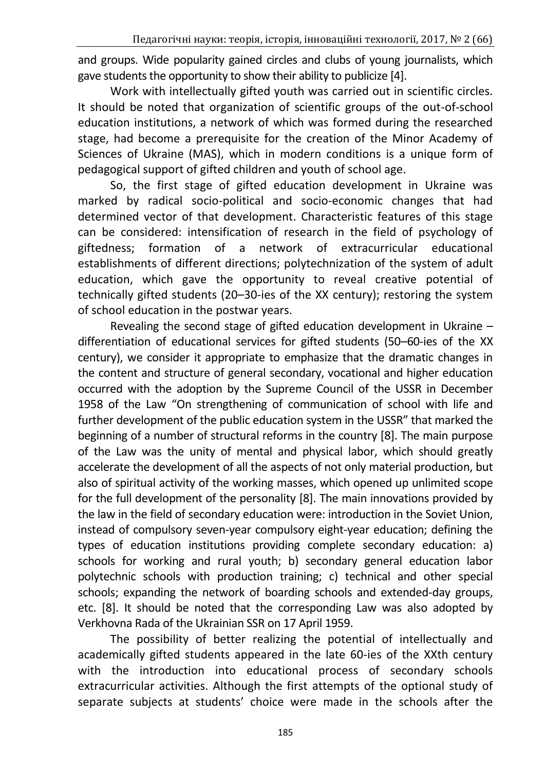and groups. Wide popularity gained circles and clubs of young journalists, which gave students the opportunity to show their ability to publicize [4].

Work with intellectually gifted youth was carried out in scientific circles. It should be noted that organization of scientific groups of the out-of-school education institutions, a network of which was formed during the researched stage, had become a prerequisite for the creation of the Minor Academy of Sciences of Ukraine (MAS), which in modern conditions is a unique form of pedagogical support of gifted children and youth of school age.

So, the first stage of gifted education development in Ukraine was marked by radical socio-political and socio-economic changes that had determined vector of that development. Characteristic features of this stage can be considered: intensification of research in the field of psychology of giftedness; formation of a network of extracurricular educational establishments of different directions; polytechnization of the system of adult education, which gave the opportunity to reveal creative potential of technically gifted students (20–30-ies of the XX century); restoring the system of school education in the postwar years.

Revealing the second stage of gifted education development in Ukraine – differentiation of educational services for gifted students (50–60-ies of the XX century), we consider it appropriate to emphasize that the dramatic changes in the content and structure of general secondary, vocational and higher education occurred with the adoption by the Supreme Council of the USSR in December 1958 of the Law "On strengthening of communication of school with life and further development of the public education system in the USSR" that marked the beginning of a number of structural reforms in the country [8]. The main purpose of the Law was the unity of mental and physical labor, which should greatly accelerate the development of all the aspects of not only material production, but also of spiritual activity of the working masses, which opened up unlimited scope for the full development of the personality [8]. The main innovations provided by the law in the field of secondary education were: introduction in the Soviet Union, instead of compulsory seven-year compulsory eight-year education; defining the types of education institutions providing complete secondary education: a) schools for working and rural youth; b) secondary general education labor polytechnic schools with production training; c) technical and other special schools; expanding the network of boarding schools and extended-day groups, etc. [8]. It should be noted that the corresponding Law was also adopted by Verkhovna Rada of the Ukrainian SSR on 17 April 1959.

The possibility of better realizing the potential of intellectually and academically gifted students appeared in the late 60-ies of the XXth century with the introduction into educational process of secondary schools extracurricular activities. Although the first attempts of the optional study of separate subjects at students' choice were made in the schools after the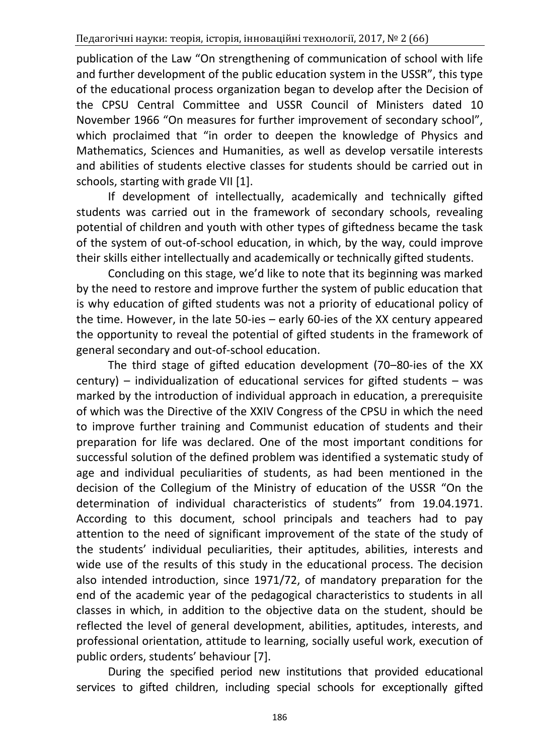publication of the Law "On strengthening of communication of school with life and further development of the public education system in the USSR", this type of the educational process organization began to develop after the Decision of the CPSU Central Committee and USSR Council of Ministers dated 10 November 1966 "On measures for further improvement of secondary school", which proclaimed that "in order to deepen the knowledge of Physics and Mathematics, Sciences and Humanities, as well as develop versatile interests and abilities of students elective classes for students should be carried out in schools, starting with grade VII [1].

If development of intellectually, academically and technically gifted students was carried out in the framework of secondary schools, revealing potential of children and youth with other types of giftedness became the task of the system of out-of-school education, in which, by the way, could improve their skills either intellectually and academically or technically gifted students.

Concluding on this stage, we'd like to note that its beginning was marked by the need to restore and improve further the system of public education that is why education of gifted students was not a priority of educational policy of the time. However, in the late 50-ies – early 60-ies of the XX century appeared the opportunity to reveal the potential of gifted students in the framework of general secondary and out-of-school education.

The third stage of gifted education development (70–80-ies of the XX century) – individualization of educational services for gifted students – was marked by the introduction of individual approach in education, a prerequisite of which was the Directive of the XXIV Congress of the CPSU in which the need to improve further training and Communist education of students and their preparation for life was declared. One of the most important conditions for successful solution of the defined problem was identified a systematic study of age and individual peculiarities of students, as had been mentioned in the decision of the Collegium of the Ministry of education of the USSR "On the determination of individual characteristics of students" from 19.04.1971. According to this document, school principals and teachers had to pay attention to the need of significant improvement of the state of the study of the students' individual peculiarities, their aptitudes, abilities, interests and wide use of the results of this study in the educational process. The decision also intended introduction, since 1971/72, of mandatory preparation for the end of the academic year of the pedagogical characteristics to students in all classes in which, in addition to the objective data on the student, should be reflected the level of general development, abilities, aptitudes, interests, and professional orientation, attitude to learning, socially useful work, execution of public orders, students' behaviour [7].

During the specified period new institutions that provided educational services to gifted children, including special schools for exceptionally gifted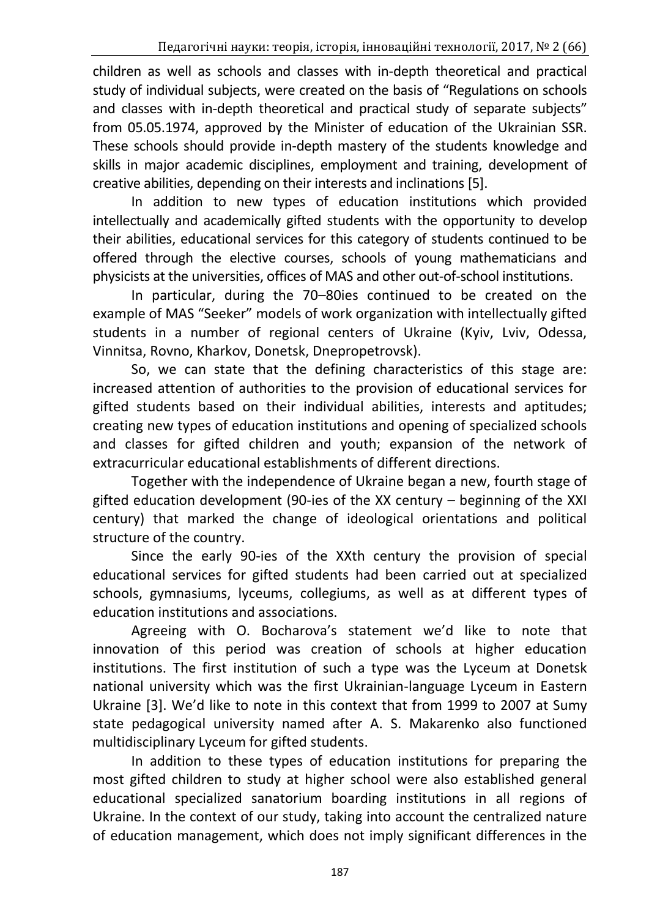children as well as schools and classes with in-depth theoretical and practical study of individual subjects, were created on the basis of "Regulations on schools and classes with in-depth theoretical and practical study of separate subjects" from 05.05.1974, approved by the Minister of education of the Ukrainian SSR. These schools should provide in-depth mastery of the students knowledge and skills in major academic disciplines, employment and training, development of creative abilities, depending on their interests and inclinations [5].

In addition to new types of education institutions which provided intellectually and academically gifted students with the opportunity to develop their abilities, educational services for this category of students continued to be offered through the elective courses, schools of young mathematicians and physicists at the universities, offices of MAS and other out-of-school institutions.

In particular, during the 70–80ies continued to be created on the example of MAS "Seeker" models of work organization with intellectually gifted students in a number of regional centers of Ukraine (Kyiv, Lviv, Odessa, Vinnitsa, Rovno, Kharkov, Donetsk, Dnepropetrovsk).

So, we can state that the defining characteristics of this stage are: increased attention of authorities to the provision of educational services for gifted students based on their individual abilities, interests and aptitudes; creating new types of education institutions and opening of specialized schools and classes for gifted children and youth; expansion of the network of extracurricular educational establishments of different directions.

Together with the independence of Ukraine began a new, fourth stage of gifted education development (90-ies of the XX century – beginning of the XXI century) that marked the change of ideological orientations and political structure of the country.

Since the early 90-ies of the XXth century the provision of special educational services for gifted students had been carried out at specialized schools, gymnasiums, lyceums, collegiums, as well as at different types of education institutions and associations.

Agreeing with O. Bocharova's statement we'd like to note that innovation of this period was creation of schools at higher education institutions. The first institution of such a type was the Lyceum at Donetsk national university which was the first Ukrainian-language Lyceum in Eastern Ukraine [3]. We'd like to note in this context that from 1999 to 2007 at Sumy state pedagogical university named after A. S. Makarenko also functioned multidisciplinary Lyceum for gifted students.

In addition to these types of education institutions for preparing the most gifted children to study at higher school were also established general educational specialized sanatorium boarding institutions in all regions of Ukraine. In the context of our study, taking into account the centralized nature of education management, which does not imply significant differences in the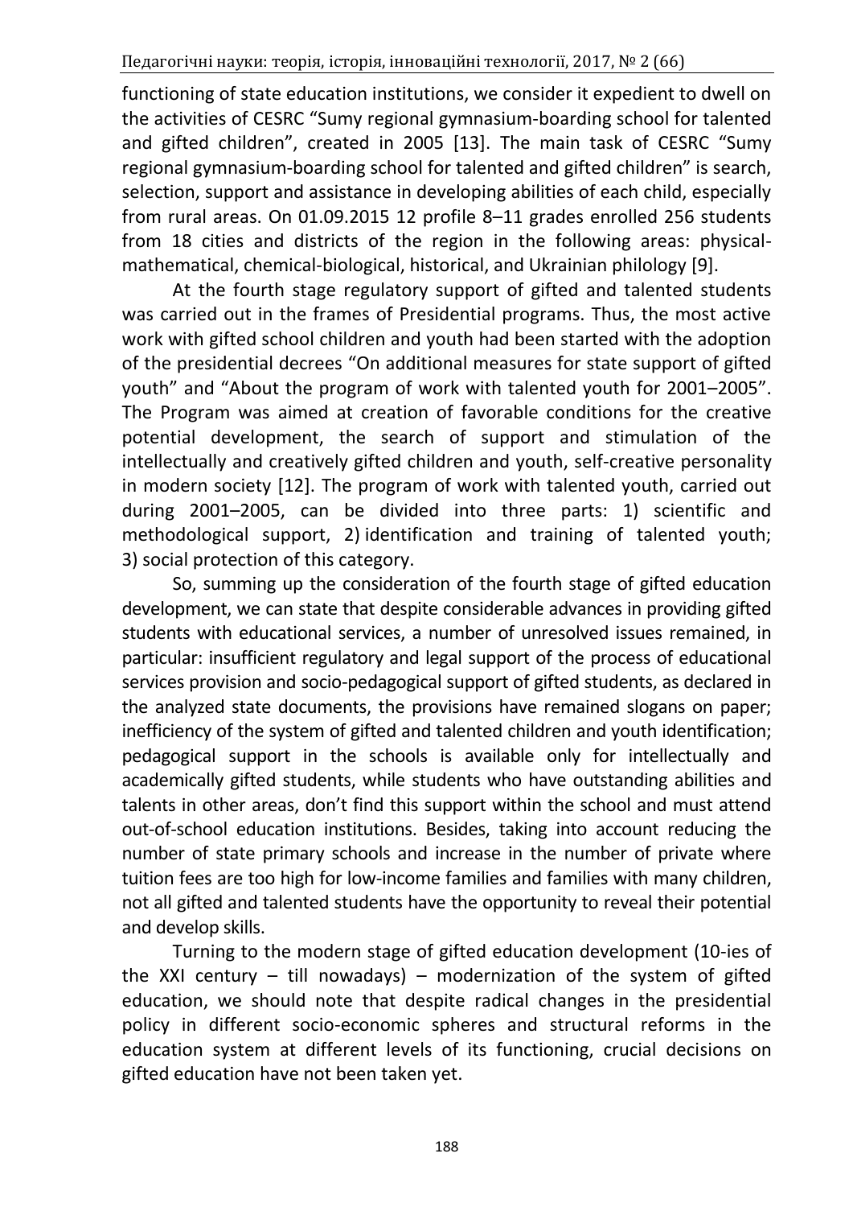functioning of state education institutions, we consider it expedient to dwell on the activities of CESRC "Sumy regional gymnasium-boarding school for talented and gifted children", created in 2005 [13]. The main task of CESRC "Sumy regional gymnasium-boarding school for talented and gifted children" is search, selection, support and assistance in developing abilities of each child, especially from rural areas. On 01.09.2015 12 profile 8–11 grades enrolled 256 students from 18 cities and districts of the region in the following areas: physical-mathematical, chemical-biological, historical, and Ukrainian philology [9].

At the fourth stage regulatory support of gifted and talented students was carried out in the frames of Presidential programs. Thus, the most active work with gifted school children and youth had been started with the adoption of the presidential decrees "On additional measures for state support of gifted youth" and "About the program of work with talented youth for 2001–2005". The Program was aimed at creation of favorable conditions for the creative potential development, the search of support and stimulation of the intellectually and creatively gifted children and youth, self-creative personality in modern society [12]. The program of work with talented youth, carried out during 2001–2005, can be divided into three parts: 1) scientific and methodological support, 2) identification and training of talented youth; 3) social protection of this category.

So, summing up the consideration of the fourth stage of gifted education development, we can state that despite considerable advances in providing gifted students with educational services, a number of unresolved issues remained, in particular: insufficient regulatory and legal support of the process of educational services provision and socio-pedagogical support of gifted students, as declared in the analyzed state documents, the provisions have remained slogans on paper; inefficiency of the system of gifted and talented children and youth identification; pedagogical support in the schools is available only for intellectually and academically gifted students, while students who have outstanding abilities and talents in other areas, don't find this support within the school and must attend out-of-school education institutions. Besides, taking into account reducing the number of state primary schools and increase in the number of private where tuition fees are too high for low-income families and families with many children, not all gifted and talented students have the opportunity to reveal their potential and develop skills.

Turning to the modern stage of gifted education development (10-ies of the XXI century – till nowadays) – modernization of the system of gifted education, we should note that despite radical changes in the presidential policy in different socio-economic spheres and structural reforms in the education system at different levels of its functioning, crucial decisions on gifted education have not been taken yet.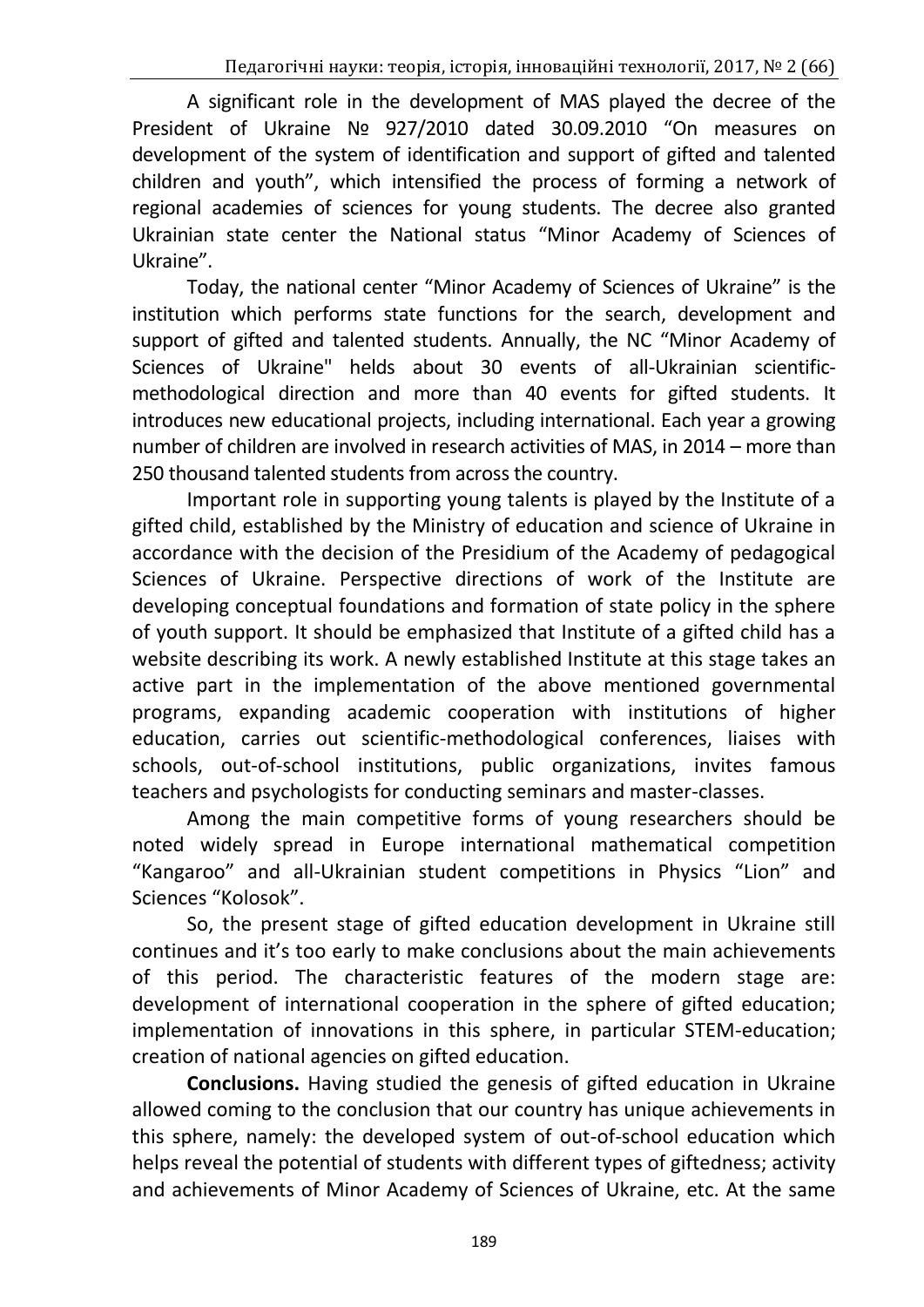A significant role in the development of MAS played the decree of the President of Ukraine № 927/2010 dated 30.09.2010 "On measures on development of the system of identification and support of gifted and talented children and youth", which intensified the process of forming a network of regional academies of sciences for young students. The decree also granted Ukrainian state center the National status "Minor Academy of Sciences of Ukraine".

Today, the national center "Minor Academy of Sciences of Ukraine" is the institution which performs state functions for the search, development and support of gifted and talented students. Annually, the NC "Minor Academy of Sciences of Ukraine" helds about 30 events of all-Ukrainian scientific-methodological direction and more than 40 events for gifted students. It introduces new educational projects, including international. Each year a growing number of children are involved in research activities of MAS, in 2014 – more than 250 thousand talented students from across the country.

Important role in supporting young talents is played by the Institute of a gifted child, established by the Ministry of education and science of Ukraine in accordance with the decision of the Presidium of the Academy of pedagogical Sciences of Ukraine. Perspective directions of work of the Institute are developing conceptual foundations and formation of state policy in the sphere of youth support. It should be emphasized that Institute of a gifted child has a website describing its work. A newly established Institute at this stage takes an active part in the implementation of the above mentioned governmental programs, expanding academic cooperation with institutions of higher education, carries out scientific-methodological conferences, liaises with schools, out-of-school institutions, public organizations, invites famous teachers and psychologists for conducting seminars and master-classes.

Among the main competitive forms of young researchers should be noted widely spread in Europe international mathematical competition "Kangaroo" and all-Ukrainian student competitions in Physics "Lion" and Sciences "Kolosok".

So, the present stage of gifted education development in Ukraine still continues and it's too early to make conclusions about the main achievements of this period. The characteristic features of the modern stage are: development of international cooperation in the sphere of gifted education; implementation of innovations in this sphere, in particular STEM-education; creation of national agencies on gifted education.

**Conclusions.** Having studied the genesis of gifted education in Ukraine allowed coming to the conclusion that our country has unique achievements in this sphere, namely: the developed system of out-of-school education which helps reveal the potential of students with different types of giftedness; activity and achievements of Minor Academy of Sciences of Ukraine, etc. At the same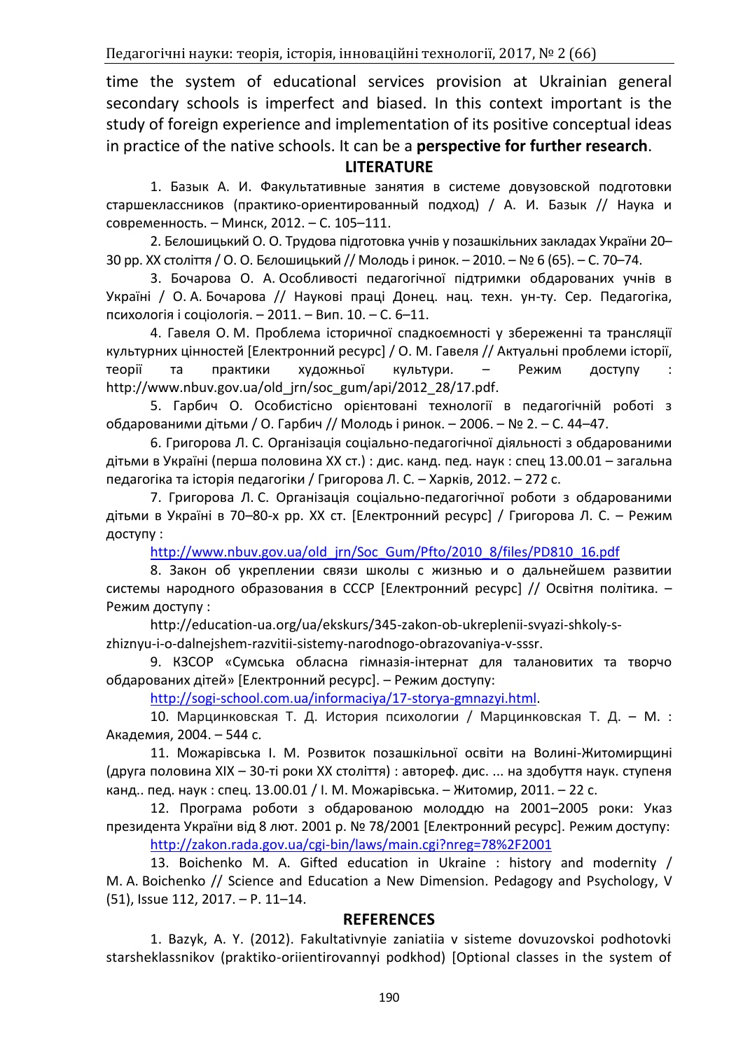time the system of educational services provision at Ukrainian general secondary schools is imperfect and biased. In this context important is the study of foreign experience and implementation of its positive conceptual ideas in practice of the native schools. It can be a **perspective for further research**.

## LITERATURE

1. Базык А. И. Факультативные занятия в системе довузовской подготовки старшеклассников (практико-ориентированный подход) / А. И. Базык // Наука и современность. – Минск, 2012. – С. 105–111.

2. Бєлошицький О. О. Трудова підготовка учнів у позашкільних закладах України 20–30 рр. ХХ століття / О. О. Бєлошицький // Молодь і ринок. – 2010. – № 6 (65). – С. 70–74.

3. Бочарова О. А. Особливості педагогічної підтримки обдарованих учнів в Україні / О. А. Бочарова // Наукові праці Донец. нац. техн. ун-ту. Сер. Педагогіка, психологія і соціологія. – 2011. – Вип. 10. – С. 6–11.

4. Гавеля О. М. Проблема історичної спадкоємності у збереженні та трансляції культурних цінностей [Електронний ресурс] / О. М. Гавеля // Актуальні проблеми історії, теорії та практики художньої культури. – Режим доступу : http://www.nbuv.gov.ua/old_jrn/soc_gum/api/2012_28/17.pdf.

5. Гарбич О. Особистісно орієнтовані технології в педагогічній роботі з обдарованими дітьми / О. Гарбич // Молодь і ринок. – 2006. – № 2. – С. 44–47.

6. Григорова Л. С. Організація соціально-педагогічної діяльності з обдарованими дітьми в Україні (перша половина ХХ ст.) : дис. канд. пед. наук : спец 13.00.01 – загальна педагогіка та історія педагогіки / Григорова Л. С. – Харків, 2012. – 272 с.

7. Григорова Л. С. Організація соціально-педагогічної роботи з обдарованими дітьми в Україні в 70–80-х рр. ХХ ст. [Електронний ресурс] / Григорова Л. С. – Режим доступу :

http://www.nbuv.gov.ua/old_jrn/Soc_Gum/Pfto/2010_8/files/PD810_16.pdf

8. Закон об укреплении связи школы с жизнью и о дальнейшем развитии системы народного образования в СССР [Електронний ресурс] // Освітня політика. – Режим доступу :

http://education-ua.org/ua/ekskurs/345-zakon-ob-ukreplenii-svyazi-shkoly-s-zhiznyu-i-o-dalnejshem-razvitii-sistemy-narodnogo-obrazovaniya-v-sssr.

9. КЗСОР «Сумська обласна гімназія-інтернат для талановитих та творчо обдарованих дітей» [Електронний ресурс]. – Режим доступу:

http://sogi-school.com.ua/informaciya/17-storya-gmnazyi.html.

10. Марцинковская Т. Д. История психологии / Марцинковская Т. Д. – М. : Академия, 2004. – 544 с.

11. Можарівська І. М. Розвиток позашкільної освіти на Волині-Житомирщині (друга половина XIX – 30-ті роки XX століття) : автореф. дис. ... на здобуття наук. ступеня канд.. пед. наук : спец. 13.00.01 / І. М. Можарівська. – Житомир, 2011. – 22 с.

12. Програма роботи з обдарованою молоддю на 2001–2005 роки: Указ президента України від 8 лют. 2001 р. № 78/2001 [Електронний ресурс]. Режим доступу: http://zakon.rada.gov.ua/cgi-bin/laws/main.cgi?nreg=78%2F2001

13. Boichenko M. A. Gifted education in Ukraine : history and modernity / M. A. Boichenko // Science and Education a New Dimension. Pedagogy and Psychology, V (51), Issue 112, 2017. – P. 11–14.

## REFERENCES

1. Bazyk, A. Y. (2012). Fakultativnyie zaniatiia v sisteme dovuzovskoi podhotovki starsheklassnikov (praktiko-oriientirovannyi podkhod) [Optional classes in the system of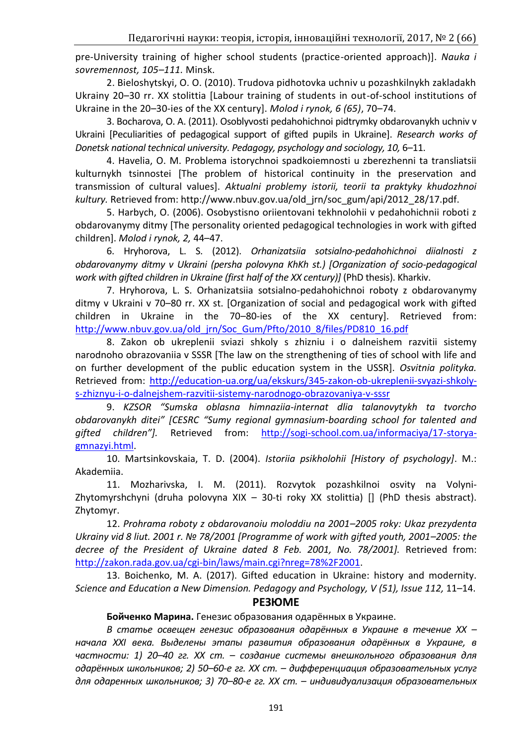pre-University training of higher school students (practice-oriented approach)]. *Nauka i sovremennost, 105–111.* Minsk.

2. Bieloshytskyi, O. O. (2010). Trudova pidhotovka uchniv u pozashkilnykh zakladakh Ukrainy 20–30 rr. XX stolittia [Labour training of students in out-of-school institutions of Ukraine in the 20–30-ies of the XX century]. *Molod i rynok, 6 (65)*, 70–74.

3. Bocharova, O. A. (2011). Osoblyvosti pedahohichnoi pidtrymky obdarovanykh uchniv v Ukraini [Peculiarities of pedagogical support of gifted pupils in Ukraine]. *Research works of Donetsk national technical university. Pedagogy, psychology and sociology, 10,* 6–11.

4. Havelia, O. M. Problema istorychnoi spadkoiemnosti u zberezhenni ta transliatsii kulturnykh tsinnostei [The problem of historical continuity in the preservation and transmission of cultural values]. *Aktualni problemy istorii, teorii ta praktyky khudozhnoi kultury.* Retrieved from: http://www.nbuv.gov.ua/old_jrn/soc_gum/api/2012_28/17.pdf.

5. Harbych, O. (2006). Osobystisno oriientovani tekhnolohii v pedahohichnii roboti z obdarovanymy ditmy [The personality oriented pedagogical technologies in work with gifted children]. *Molod i rynok, 2,* 44–47.

6. Hryhorova, L. S. (2012). *Orhanizatsiia sotsialno-pedahohichnoi diialnosti z obdarovanymy ditmy v Ukraini (persha polovyna KhKh st.) [Organization of socio-pedagogical work with gifted children in Ukraine (first half of the XX century)]* (PhD thesis). Kharkiv.

7. Hryhorova, L. S. Orhanizatsiia sotsialno-pedahohichnoi roboty z obdarovanymy ditmy v Ukraini v 70–80 rr. XX st. [Organization of social and pedagogical work with gifted children in Ukraine in the 70–80-ies of the XX century]. Retrieved from: http://www.nbuv.gov.ua/old_jrn/Soc_Gum/Pfto/2010_8/files/PD810_16.pdf

8. Zakon ob ukreplenii sviazi shkoly s zhizniu i o dalneishem razvitii sistemy narodnoho obrazovaniia v SSSR [The law on the strengthening of ties of school with life and on further development of the public education system in the USSR]. *Osvitnia polityka.* Retrieved from: http://education-ua.org/ua/ekskurs/345-zakon-ob-ukreplenii-svyazi-shkoly-s-zhiznyu-i-o-dalnejshem-razvitii-sistemy-narodnogo-obrazovaniya-v-sssr

9. *KZSOR "Sumska oblasna himnaziia-internat dlia talanovytykh ta tvorcho obdarovanykh ditei" [CESRC "Sumy regional gymnasium-boarding school for talented and gifted children"].* Retrieved from: http://sogi-school.com.ua/informaciya/17-storya-gmnazyi.html.

10. Martsinkovskaia, T. D. (2004). *Istoriia psikholohii [History of psychology]*. M.: Akademiia.

11. Mozharivska, I. M. (2011). Rozvytok pozashkilnoi osvity na Volyni-Zhytomyrshchyni (druha polovyna XIX – 30-ti roky XX stolittia) [] (PhD thesis abstract). Zhytomyr.

12. *Prohrama roboty z obdarovanoiu moloddiu na 2001–2005 roky: Ukaz prezydenta Ukrainy vid 8 liut. 2001 r. № 78/2001 [Programme of work with gifted youth, 2001–2005: the decree of the President of Ukraine dated 8 Feb. 2001, No. 78/2001].* Retrieved from: http://zakon.rada.gov.ua/cgi-bin/laws/main.cgi?nreg=78%2F2001.

13. Boichenko, M. A. (2017). Gifted education in Ukraine: history and modernity. *Science and Education a New Dimension. Pedagogy and Psychology, V (51), Issue 112,* 11–14.

## РЕЗЮМЕ

**Бойченко Марина.** Генезис образования одарённых в Украине.

*В статье освещен генезис образования одарённых в Украине в течение XX – начала XXI века. Выделены этапы развития образования одарённых в Украине, в частности: 1) 20–40 гг. XX ст. – создание системы внешкольного образования для одарённых школьников; 2) 50–60-е гг. XX ст. – дифференциация образовательных услуг для одаренных школьников; 3) 70–80-е гг. XX ст. – индивидуализация образовательных*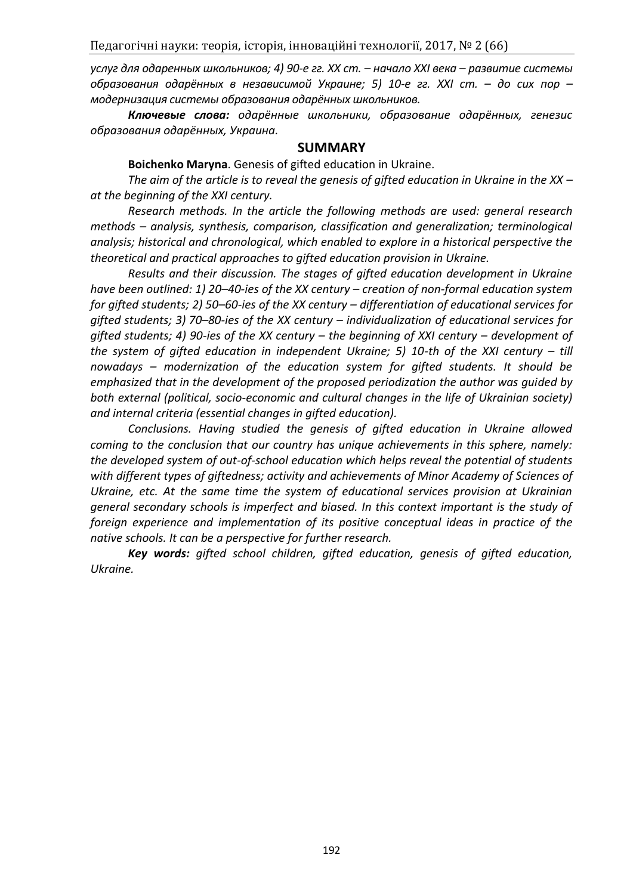*услуг для одаренных школьников; 4) 90-е гг. ХХ ст. – начало XXI века – развитие системы образования одарённых в независимой Украине; 5) 10-е гг. XXI ст. – до сих пор – модернизация системы образования одарённых школьников.*

***Ключевые слова:*** *одарённые школьники, образование одарённых, генезис образования одарённых, Украина.*

## SUMMARY

**Boichenko Maryna**. Genesis of gifted education in Ukraine.

*The aim of the article is to reveal the genesis of gifted education in Ukraine in the XX – at the beginning of the XXI century.*

*Research methods. In the article the following methods are used: general research methods – analysis, synthesis, comparison, classification and generalization; terminological analysis; historical and chronological, which enabled to explore in a historical perspective the theoretical and practical approaches to gifted education provision in Ukraine.*

*Results and their discussion. The stages of gifted education development in Ukraine have been outlined: 1) 20–40-ies of the XX century – creation of non-formal education system for gifted students; 2) 50–60-ies of the XX century – differentiation of educational services for gifted students; 3) 70–80-ies of the XX century – individualization of educational services for gifted students; 4) 90-ies of the XX century – the beginning of XXI century – development of the system of gifted education in independent Ukraine; 5) 10-th of the XXI century – till nowadays – modernization of the education system for gifted students. It should be emphasized that in the development of the proposed periodization the author was guided by both external (political, socio-economic and cultural changes in the life of Ukrainian society) and internal criteria (essential changes in gifted education).*

*Conclusions. Having studied the genesis of gifted education in Ukraine allowed coming to the conclusion that our country has unique achievements in this sphere, namely: the developed system of out-of-school education which helps reveal the potential of students with different types of giftedness; activity and achievements of Minor Academy of Sciences of Ukraine, etc. At the same time the system of educational services provision at Ukrainian general secondary schools is imperfect and biased. In this context important is the study of foreign experience and implementation of its positive conceptual ideas in practice of the native schools. It can be a perspective for further research.*

***Key words:*** *gifted school children, gifted education, genesis of gifted education, Ukraine.*